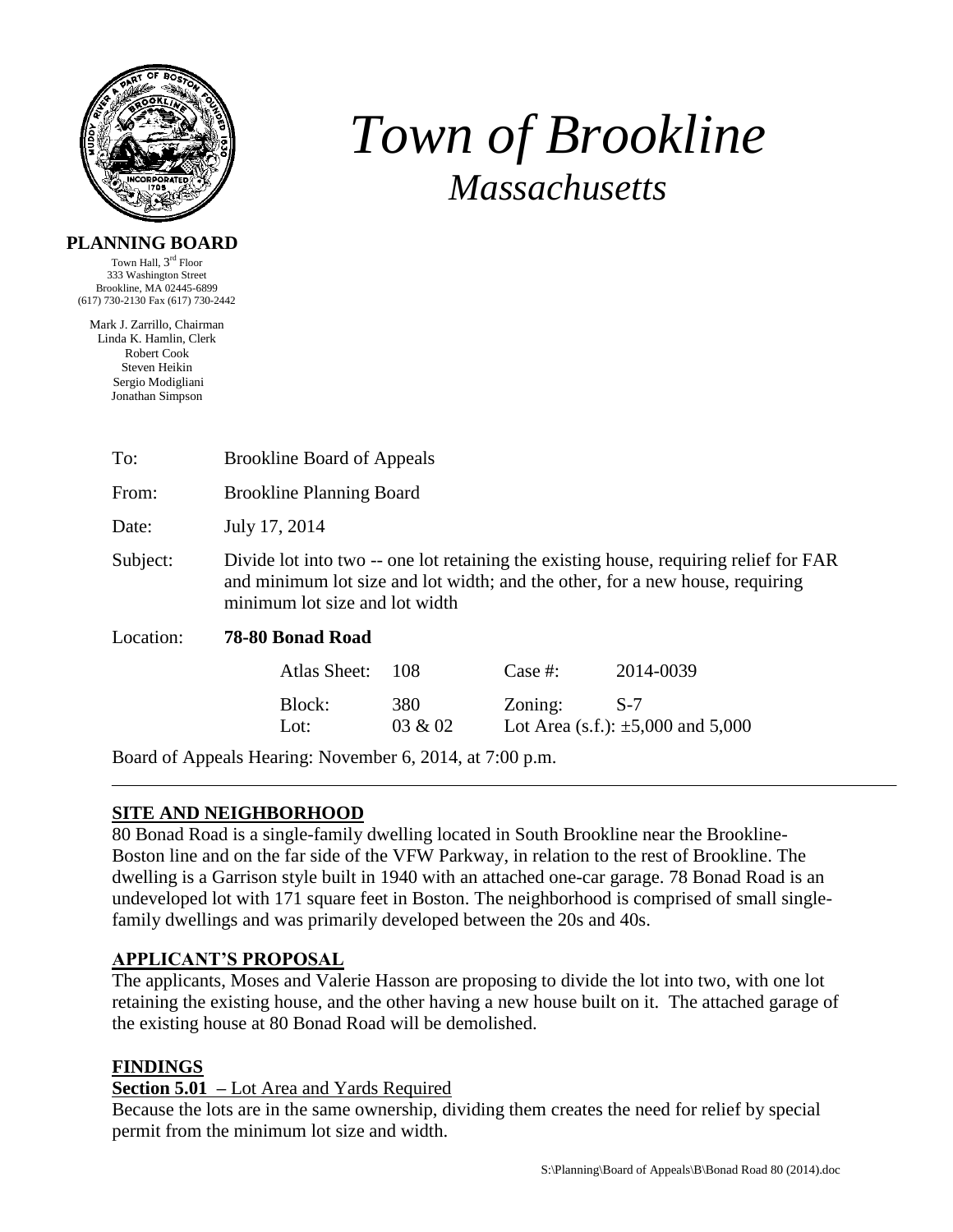# *Town of Brookline*

## *Massachusetts*

**PLANNING BOARD**

Town Hall, 3rd Floor
333 Washington Street
Brookline, MA 02445-6899
(617) 730-2130 Fax (617) 730-2442

Mark J. Zarrillo, Chairman
Linda K. Hamlin, Clerk
Robert Cook
Steven Heikin
Sergio Modigliani
Jonathan Simpson

| | |
|---|---|
| To: | Brookline Board of Appeals |
| From: | Brookline Planning Board |
| Date: | July 17, 2014 |
| Subject: | Divide lot into two -- one lot retaining the existing house, requiring relief for FAR and minimum lot size and lot width; and the other, for a new house, requiring minimum lot size and lot width |
| Location: | **78-80 Bonad Road** |

| | | | |
|---|---|---|---|
| Atlas Sheet: | 108 | Case #: | 2014-0039 |
| Block: | 380 | Zoning: | S-7 |
| Lot: | 03 & 02 | Lot Area (s.f.): | ±5,000 and 5,000 |

Board of Appeals Hearing: November 6, 2014, at 7:00 p.m.

---

## SITE AND NEIGHBORHOOD

80 Bonad Road is a single-family dwelling located in South Brookline near the Brookline-Boston line and on the far side of the VFW Parkway, in relation to the rest of Brookline. The dwelling is a Garrison style built in 1940 with an attached one-car garage. 78 Bonad Road is an undeveloped lot with 171 square feet in Boston. The neighborhood is comprised of small single-family dwellings and was primarily developed between the 20s and 40s.

## APPLICANT'S PROPOSAL

The applicants, Moses and Valerie Hasson are proposing to divide the lot into two, with one lot retaining the existing house, and the other having a new house built on it. The attached garage of the existing house at 80 Bonad Road will be demolished.

## FINDINGS

**Section 5.01 –** Lot Area and Yards Required

Because the lots are in the same ownership, dividing them creates the need for relief by special permit from the minimum lot size and width.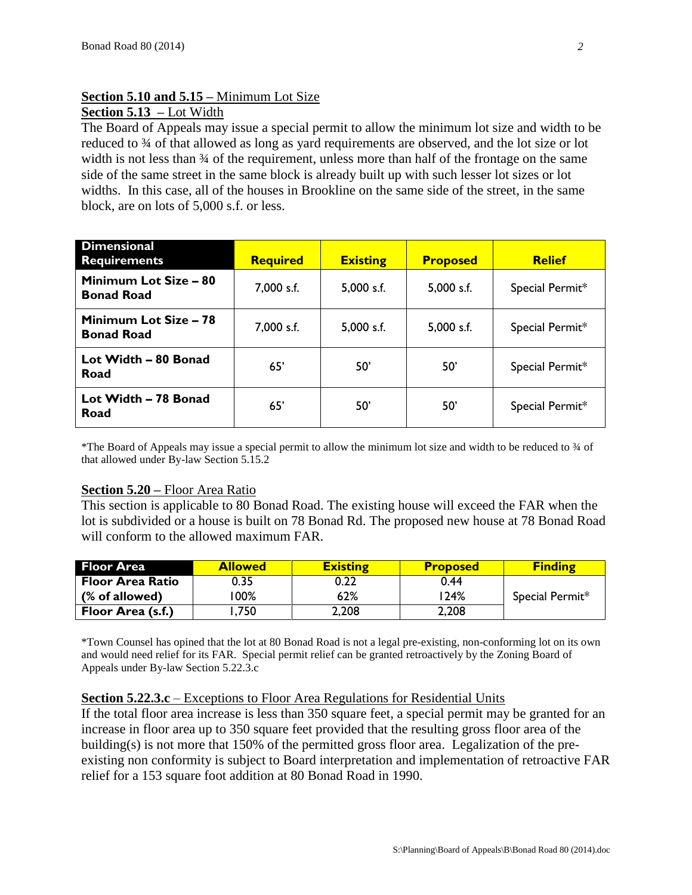**Section 5.10 and 5.15 –** Minimum Lot Size

**Section 5.13 –** Lot Width

The Board of Appeals may issue a special permit to allow the minimum lot size and width to be reduced to ¾ of that allowed as long as yard requirements are observed, and the lot size or lot width is not less than ¾ of the requirement, unless more than half of the frontage on the same side of the same street in the same block is already built up with such lesser lot sizes or lot widths. In this case, all of the houses in Brookline on the same side of the street, in the same block, are on lots of 5,000 s.f. or less.

| Dimensional Requirements | Required | Existing | Proposed | Relief |
|---|---|---|---|---|
| **Minimum Lot Size – 80 Bonad Road** | 7,000 s.f. | 5,000 s.f. | 5,000 s.f. | Special Permit* |
| **Minimum Lot Size – 78 Bonad Road** | 7,000 s.f. | 5,000 s.f. | 5,000 s.f. | Special Permit* |
| **Lot Width – 80 Bonad Road** | 65' | 50' | 50' | Special Permit* |
| **Lot Width – 78 Bonad Road** | 65' | 50' | 50' | Special Permit* |

*The Board of Appeals may issue a special permit to allow the minimum lot size and width to be reduced to ¾ of that allowed under By-law Section 5.15.2

**Section 5.20 –** Floor Area Ratio

This section is applicable to 80 Bonad Road. The existing house will exceed the FAR when the lot is subdivided or a house is built on 78 Bonad Rd. The proposed new house at 78 Bonad Road will conform to the allowed maximum FAR.

| Floor Area | Allowed | Existing | Proposed | Finding |
|---|---|---|---|---|
| **Floor Area Ratio** | 0.35 | 0.22 | 0.44 | Special Permit* |
| **(% of allowed)** | 100% | 62% | 124% | |
| **Floor Area (s.f.)** | 1,750 | 2,208 | 2,208 | |

*Town Counsel has opined that the lot at 80 Bonad Road is not a legal pre-existing, non-conforming lot on its own and would need relief for its FAR. Special permit relief can be granted retroactively by the Zoning Board of Appeals under By-law Section 5.22.3.c

**Section 5.22.3.c** – Exceptions to Floor Area Regulations for Residential Units

If the total floor area increase is less than 350 square feet, a special permit may be granted for an increase in floor area up to 350 square feet provided that the resulting gross floor area of the building(s) is not more that 150% of the permitted gross floor area. Legalization of the pre-existing non conformity is subject to Board interpretation and implementation of retroactive FAR relief for a 153 square foot addition at 80 Bonad Road in 1990.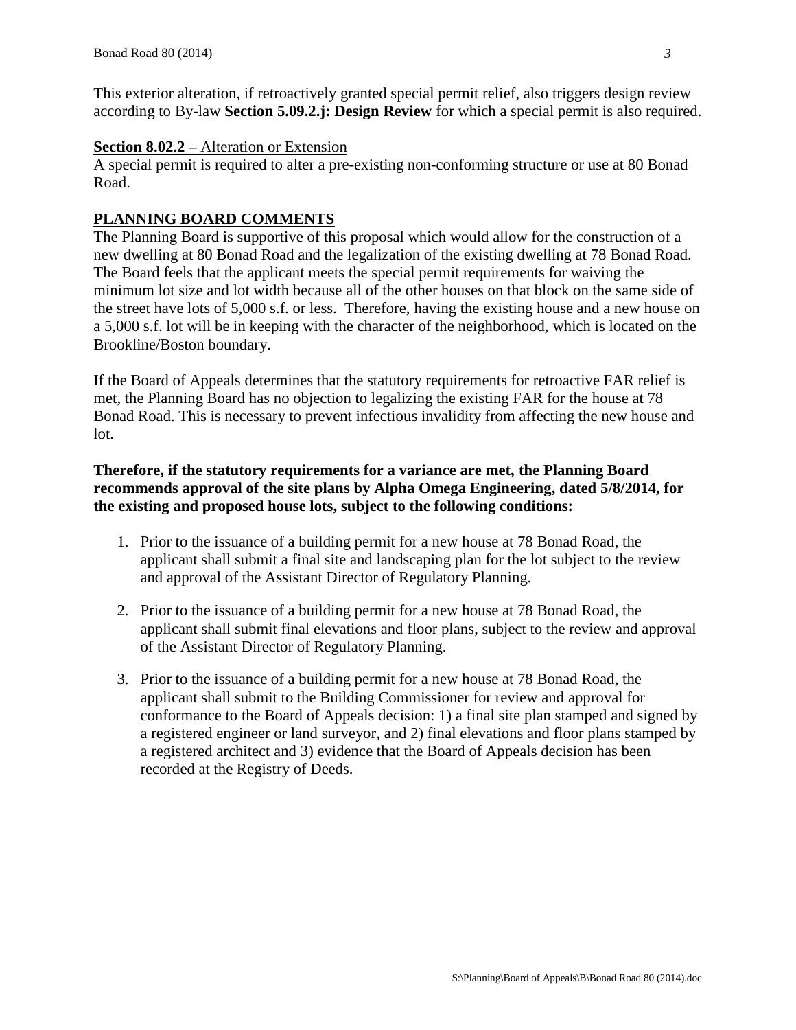This exterior alteration, if retroactively granted special permit relief, also triggers design review according to By-law **Section 5.09.2.j: Design Review** for which a special permit is also required.

**Section 8.02.2** – Alteration or Extension

A special permit is required to alter a pre-existing non-conforming structure or use at 80 Bonad Road.

## PLANNING BOARD COMMENTS

The Planning Board is supportive of this proposal which would allow for the construction of a new dwelling at 80 Bonad Road and the legalization of the existing dwelling at 78 Bonad Road. The Board feels that the applicant meets the special permit requirements for waiving the minimum lot size and lot width because all of the other houses on that block on the same side of the street have lots of 5,000 s.f. or less. Therefore, having the existing house and a new house on a 5,000 s.f. lot will be in keeping with the character of the neighborhood, which is located on the Brookline/Boston boundary.

If the Board of Appeals determines that the statutory requirements for retroactive FAR relief is met, the Planning Board has no objection to legalizing the existing FAR for the house at 78 Bonad Road. This is necessary to prevent infectious invalidity from affecting the new house and lot.

**Therefore, if the statutory requirements for a variance are met, the Planning Board recommends approval of the site plans by Alpha Omega Engineering, dated 5/8/2014, for the existing and proposed house lots, subject to the following conditions:**

1. Prior to the issuance of a building permit for a new house at 78 Bonad Road, the applicant shall submit a final site and landscaping plan for the lot subject to the review and approval of the Assistant Director of Regulatory Planning.

2. Prior to the issuance of a building permit for a new house at 78 Bonad Road, the applicant shall submit final elevations and floor plans, subject to the review and approval of the Assistant Director of Regulatory Planning.

3. Prior to the issuance of a building permit for a new house at 78 Bonad Road, the applicant shall submit to the Building Commissioner for review and approval for conformance to the Board of Appeals decision: 1) a final site plan stamped and signed by a registered engineer or land surveyor, and 2) final elevations and floor plans stamped by a registered architect and 3) evidence that the Board of Appeals decision has been recorded at the Registry of Deeds.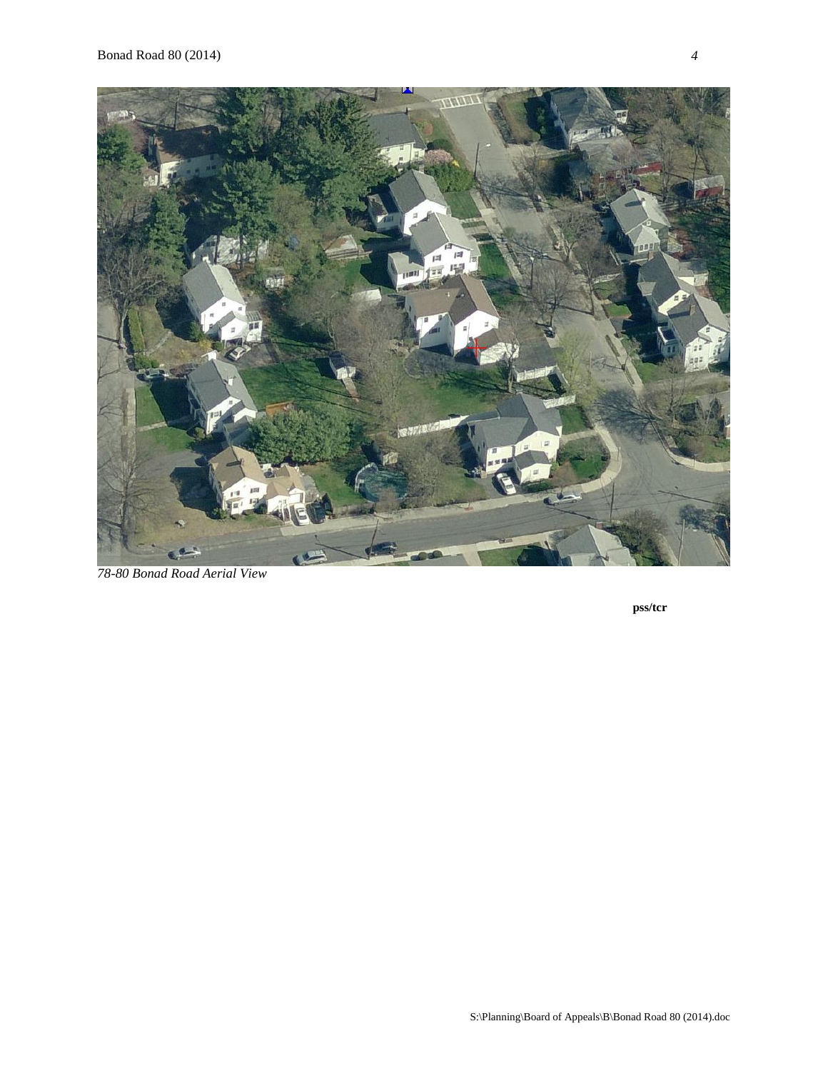*78-80 Bonad Road Aerial View*

**pss/tcr**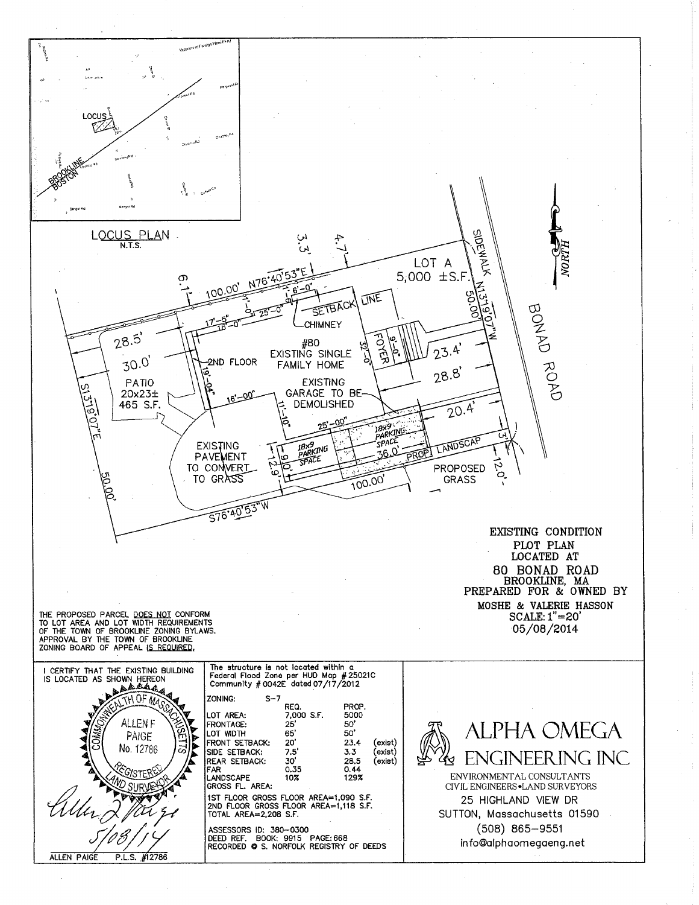LOCUS PLAN
N.T.S.

LOCUS

BROOKLINE
BOSTON

NORTH

LOT A
5,000 ±S.F.

BONAD ROAD

SIDEWALK

100.00' N76°40'53"E

N13°19'07"W 50.00'

S13°19'07"E

50.00'

S76°40'53"W

100.00'

6.1'

3.3'

4.7'

SETBACK LINE

CHIMNEY

#80
EXISTING SINGLE
FAMILY HOME

2ND FLOOR

EXISTING
GARAGE TO BE
DEMOLISHED

FOYER

PATIO
20x23±
465 S.F.

28.5'

30.0'

23.4'

28.8'

20.4'

3'

12.0'

EXISTING
PAVEMENT
TO CONVERT
TO GRASS

18x9
PARKING
SPACE

18x9
PARKING
SPACE

36.0'

PROP. LANDSCAP

PROPOSED
GRASS

12.9'

9.0'

17'-5"

16'-0"

25'-0"

6'-0"

1'-6"

17'-0"

9'-0"

32'-0"

19'-04"

16'-00"

11'-10"

25'-00"

EXISTING CONDITION
PLOT PLAN
LOCATED AT
80 BONAD ROAD
BROOKLINE, MA
PREPARED FOR & OWNED BY
MOSHE & VALERIE HASSON
SCALE: 1"=20'
05/08/2014

THE PROPOSED PARCEL DOES NOT CONFORM TO LOT AREA AND LOT WIDTH REQUIREMENTS OF THE TOWN OF BROOKLINE ZONING BYLAWS. APPROVAL BY THE TOWN OF BROOKLINE ZONING BOARD OF APPEAL IS REQUIRED.

I CERTIFY THAT THE EXISTING BUILDING IS LOCATED AS SHOWN HEREON

COMMONWEALTH OF MASSACHUSETTS
ALLEN F PAIGE
No. 12786
REGISTERED LAND SURVEYOR

5/08/14

ALLEN PAIGE P.L.S. #12786

The structure is not located within a Federal Flood Zone per HUD Map # 25021C Community # 0042E dated 07/17/2012

ZONING: S-7

| | REQ. | PROP. | |
|---|---|---|---|
| LOT AREA: | 7,000 S.F. | 5000 | |
| FRONTAGE: | 25' | 50' | |
| LOT WIDTH | 65' | 50' | |
| FRONT SETBACK: | 20' | 23.4 | (exist) |
| SIDE SETBACK: | 7.5' | 3.3 | (exist) |
| REAR SETBACK: | 30' | 28.5 | (exist) |
| FAR | 0.35 | 0.44 | |
| LANDSCAPE | 10% | 129% | |

GROSS FL. AREA:
1ST FLOOR GROSS FLOOR AREA=1,090 S.F.
2ND FLOOR GROSS FLOOR AREA=1,118 S.F.
TOTAL AREA=2,208 S.F.

ASSESSORS ID: 380-0300
DEED REF. BOOK: 9915 PAGE:668
RECORDED @ S. NORFOLK REGISTRY OF DEEDS

ALPHA OMEGA ENGINEERING INC
ENVIRONMENTAL CONSULTANTS
CIVIL ENGINEERS•LAND SURVEYORS
25 HIGHLAND VIEW DR
SUTTON, Massachusetts 01590
(508) 865-9551
info@alphaomegaeng.net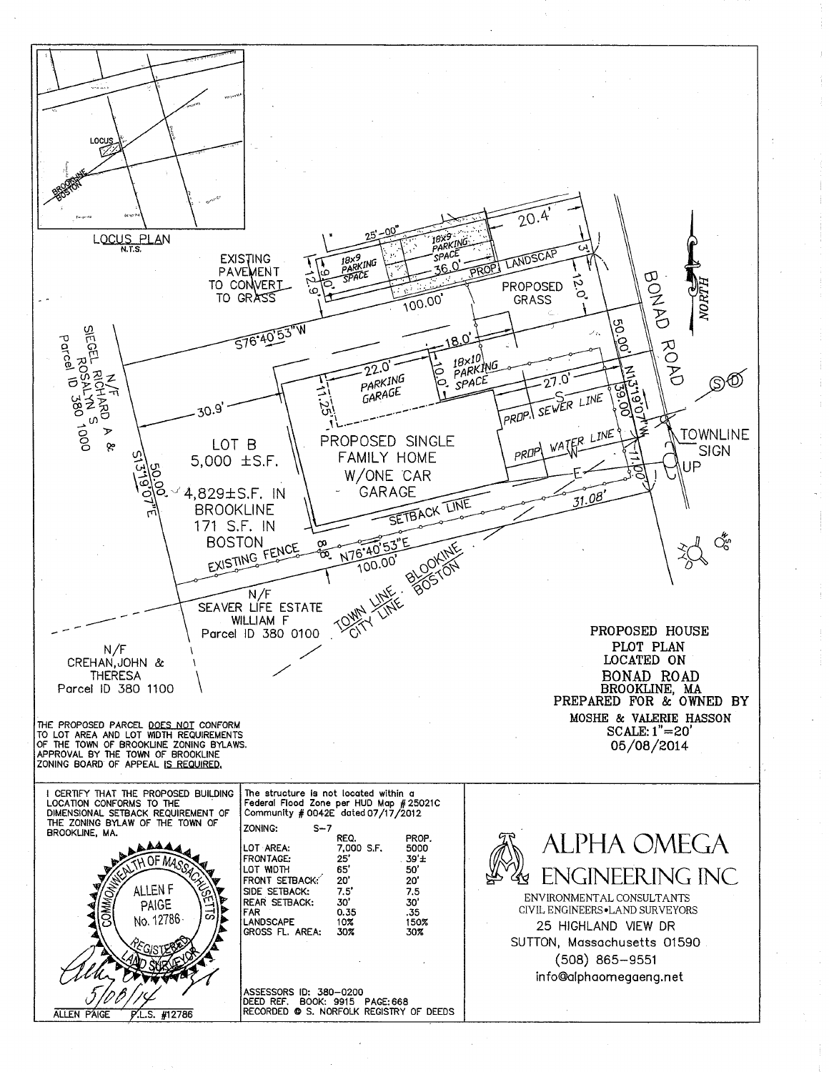LOCUS PLAN
N.T.S.

LOCUS

BROOKLINE
BOSTON

EXISTING PAVEMENT TO CONVERT TO GRASS

25'-00"

18x9 PARKING SPACE

18x9 PARKING SPACE

36.0'

PROP. LANDSCAP

20.4'

3'

12.9'

9.0'

100.00'

PROPOSED GRASS

12.0'

BONAD ROAD

NORTH

S76°40'53"W

N/F
SIEGEL RICHARD A & ROSALYN S
Parcel ID 380 1000

18.0'

22.0'

PARKING GARAGE

11.25'

10.0'

18x10 PARKING SPACE

27.0'

50.00'

N13°19'07"W

39.00'

PROP. SEWER LINE

PROP. WATER LINE

11.00'

TOWNLINE SIGN

UP

30.9'

LOT B
5,000 ±S.F.

4,829±S.F. IN BROOKLINE
171 S.F. IN BOSTON

S13°19'07"E

50.00'

PROPOSED SINGLE FAMILY HOME W/ONE CAR GARAGE

SETBACK LINE

31.08'

EXISTING FENCE

8.8'

N76°40'53"E

100.00'

TOWN LINE BROOKLINE
CITY LINE BOSTON

N/F
SEAVER LIFE ESTATE
WILLIAM F
Parcel ID 380 0100

N/F
CREHAN, JOHN &
THERESA
Parcel ID 380 1100

THE PROPOSED PARCEL DOES NOT CONFORM TO LOT AREA AND LOT WIDTH REQUIREMENTS OF THE TOWN OF BROOKLINE ZONING BYLAWS. APPROVAL BY THE TOWN OF BROOKLINE ZONING BOARD OF APPEAL IS REQUIRED.

PROPOSED HOUSE
PLOT PLAN
LOCATED ON
BONAD ROAD
BROOKLINE, MA
PREPARED FOR & OWNED BY
MOSHE & VALERIE HASSON
SCALE: 1"=20'
05/08/2014

I CERTIFY THAT THE PROPOSED BUILDING LOCATION CONFORMS TO THE DIMENSIONAL SETBACK REQUIREMENT OF THE ZONING BYLAW OF THE TOWN OF BROOKLINE, MA.

COMMONWEALTH OF MASSACHUSETTS
ALLEN F
PAIGE
No. 12786
REGISTERED LAND SURVEYOR

5/08/14

ALLEN PAIGE P.L.S. #12786

The structure is not located within a Federal Flood Zone per HUD Map # 25021C Community # 0042E dated 07/17/2012

ZONING: S-7

| | REQ. | PROP. |
|---|---|---|
| LOT AREA: | 7,000 S.F. | 5000 |
| FRONTAGE: | 25' | 39'± |
| LOT WIDTH | 65' | 50' |
| FRONT SETBACK: | 20' | 20' |
| SIDE SETBACK: | 7.5' | 7.5 |
| REAR SETBACK: | 30' | 30' |
| FAR | 0.35 | .35 |
| LANDSCAPE | 10% | 150% |
| GROSS FL. AREA: | 30% | 30% |

ASSESSORS ID: 380-0200
DEED REF. BOOK: 9915 PAGE: 668
RECORDED @ S. NORFOLK REGISTRY OF DEEDS

ALPHA OMEGA
ENGINEERING INC
ENVIRONMENTAL CONSULTANTS
CIVIL ENGINEERS•LAND SURVEYORS
25 HIGHLAND VIEW DR
SUTTON, Massachusetts 01590
(508) 865-9551
info@alphaomegaeng.net